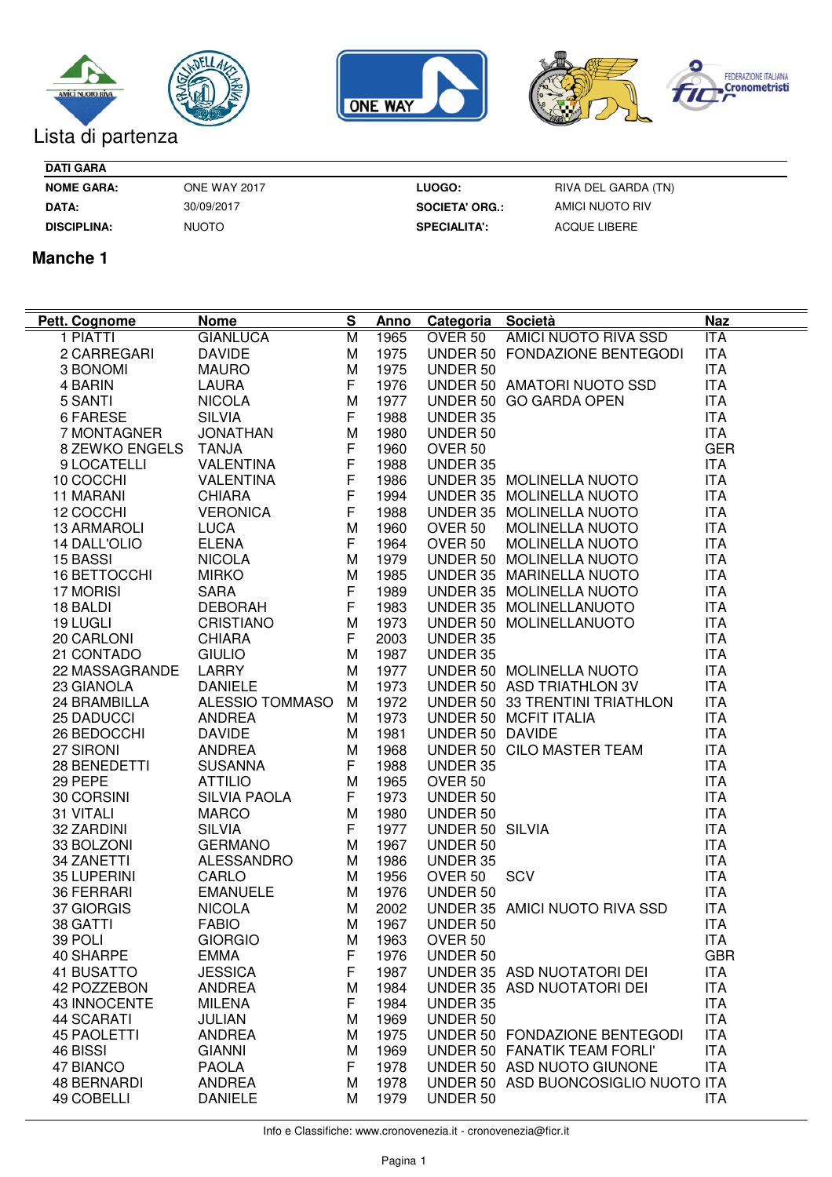Lista di partenza

| DATI GARA | | | |
|---|---|---|---|
| **NOME GARA:** | ONE WAY 2017 | **LUOGO:** | RIVA DEL GARDA (TN) |
| **DATA:** | 30/09/2017 | **SOCIETA' ORG.:** | AMICI NUOTO RIV |
| **DISCIPLINA:** | NUOTO | **SPECIALITA':** | ACQUE LIBERE |

## Manche 1

| Pett. | Cognome | Nome | S | Anno | Categoria | Società | Naz |
|---|---|---|---|---|---|---|---|
| 1 | PIATTI | GIANLUCA | M | 1965 | OVER 50 | AMICI NUOTO RIVA SSD | ITA |
| 2 | CARREGARI | DAVIDE | M | 1975 | UNDER 50 | FONDAZIONE BENTEGODI | ITA |
| 3 | BONOMI | MAURO | M | 1975 | UNDER 50 | | ITA |
| 4 | BARIN | LAURA | F | 1976 | UNDER 50 | AMATORI NUOTO SSD | ITA |
| 5 | SANTI | NICOLA | M | 1977 | UNDER 50 | GO GARDA OPEN | ITA |
| 6 | FARESE | SILVIA | F | 1988 | UNDER 35 | | ITA |
| 7 | MONTAGNER | JONATHAN | M | 1980 | UNDER 50 | | ITA |
| 8 | ZEWKO ENGELS | TANJA | F | 1960 | OVER 50 | | GER |
| 9 | LOCATELLI | VALENTINA | F | 1988 | UNDER 35 | | ITA |
| 10 | COCCHI | VALENTINA | F | 1986 | UNDER 35 | MOLINELLA NUOTO | ITA |
| 11 | MARANI | CHIARA | F | 1994 | UNDER 35 | MOLINELLA NUOTO | ITA |
| 12 | COCCHI | VERONICA | F | 1988 | UNDER 35 | MOLINELLA NUOTO | ITA |
| 13 | ARMAROLI | LUCA | M | 1960 | OVER 50 | MOLINELLA NUOTO | ITA |
| 14 | DALL'OLIO | ELENA | F | 1964 | OVER 50 | MOLINELLA NUOTO | ITA |
| 15 | BASSI | NICOLA | M | 1979 | UNDER 50 | MOLINELLA NUOTO | ITA |
| 16 | BETTOCCHI | MIRKO | M | 1985 | UNDER 35 | MARINELLA NUOTO | ITA |
| 17 | MORISI | SARA | F | 1989 | UNDER 35 | MOLINELLA NUOTO | ITA |
| 18 | BALDI | DEBORAH | F | 1983 | UNDER 35 | MOLINELLANUOTO | ITA |
| 19 | LUGLI | CRISTIANO | M | 1973 | UNDER 50 | MOLINELLANUOTO | ITA |
| 20 | CARLONI | CHIARA | F | 2003 | UNDER 35 | | ITA |
| 21 | CONTADO | GIULIO | M | 1987 | UNDER 35 | | ITA |
| 22 | MASSAGRANDE | LARRY | M | 1977 | UNDER 50 | MOLINELLA NUOTO | ITA |
| 23 | GIANOLA | DANIELE | M | 1973 | UNDER 50 | ASD TRIATHLON 3V | ITA |
| 24 | BRAMBILLA | ALESSIO TOMMASO | M | 1972 | UNDER 50 | 33 TRENTINI TRIATHLON | ITA |
| 25 | DADUCCI | ANDREA | M | 1973 | UNDER 50 | MCFIT ITALIA | ITA |
| 26 | BEDOCCHI | DAVIDE | M | 1981 | UNDER 50 | DAVIDE | ITA |
| 27 | SIRONI | ANDREA | M | 1968 | UNDER 50 | CILO MASTER TEAM | ITA |
| 28 | BENEDETTI | SUSANNA | F | 1988 | UNDER 35 | | ITA |
| 29 | PEPE | ATTILIO | M | 1965 | OVER 50 | | ITA |
| 30 | CORSINI | SILVIA PAOLA | F | 1973 | UNDER 50 | | ITA |
| 31 | VITALI | MARCO | M | 1980 | UNDER 50 | | ITA |
| 32 | ZARDINI | SILVIA | F | 1977 | UNDER 50 | SILVIA | ITA |
| 33 | BOLZONI | GERMANO | M | 1967 | UNDER 50 | | ITA |
| 34 | ZANETTI | ALESSANDRO | M | 1986 | UNDER 35 | | ITA |
| 35 | LUPERINI | CARLO | M | 1956 | OVER 50 | SCV | ITA |
| 36 | FERRARI | EMANUELE | M | 1976 | UNDER 50 | | ITA |
| 37 | GIORGIS | NICOLA | M | 2002 | UNDER 35 | AMICI NUOTO RIVA SSD | ITA |
| 38 | GATTI | FABIO | M | 1967 | UNDER 50 | | ITA |
| 39 | POLI | GIORGIO | M | 1963 | OVER 50 | | ITA |
| 40 | SHARPE | EMMA | F | 1976 | UNDER 50 | | GBR |
| 41 | BUSATTO | JESSICA | F | 1987 | UNDER 35 | ASD NUOTATORI DEI | ITA |
| 42 | POZZEBON | ANDREA | M | 1984 | UNDER 35 | ASD NUOTATORI DEI | ITA |
| 43 | INNOCENTE | MILENA | F | 1984 | UNDER 35 | | ITA |
| 44 | SCARATI | JULIAN | M | 1969 | UNDER 50 | | ITA |
| 45 | PAOLETTI | ANDREA | M | 1975 | UNDER 50 | FONDAZIONE BENTEGODI | ITA |
| 46 | BISSI | GIANNI | M | 1969 | UNDER 50 | FANATIK TEAM FORLI' | ITA |
| 47 | BIANCO | PAOLA | F | 1978 | UNDER 50 | ASD NUOTO GIUNONE | ITA |
| 48 | BERNARDI | ANDREA | M | 1978 | UNDER 50 | ASD BUONCOSIGLIO NUOTO | ITA |
| 49 | COBELLI | DANIELE | M | 1979 | UNDER 50 | | ITA |

Info e Classifiche: www.cronovenezia.it - cronovenezia@ficr.it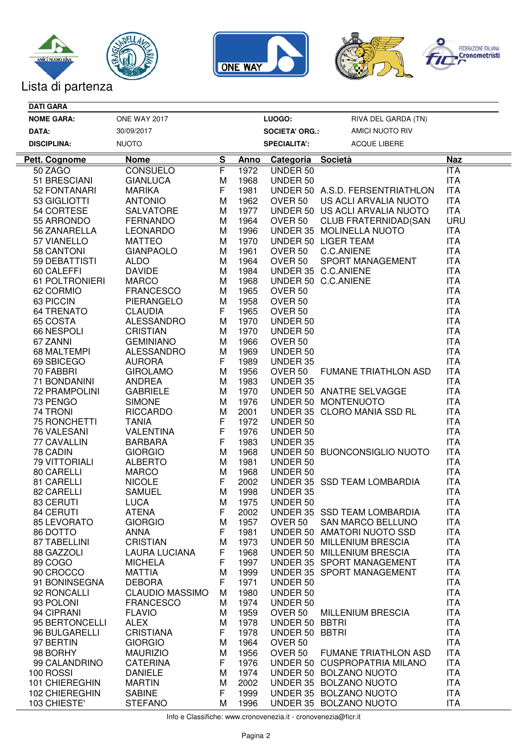Lista di partenza

**DATI GARA**

| | | | |
|---|---|---|---|
| **NOME GARA:** | ONE WAY 2017 | **LUOGO:** | RIVA DEL GARDA (TN) |
| **DATA:** | 30/09/2017 | **SOCIETA' ORG.:** | AMICI NUOTO RIV |
| **DISCIPLINA:** | NUOTO | **SPECIALITA':** | ACQUE LIBERE |

| Pett. | Cognome | Nome | S | Anno | Categoria | Società | Naz |
|---|---|---|---|---|---|---|---|
| 50 | ZAGO | CONSUELO | F | 1972 | UNDER 50 | | ITA |
| 51 | BRESCIANI | GIANLUCA | M | 1968 | UNDER 50 | | ITA |
| 52 | FONTANARI | MARIKA | F | 1981 | UNDER 50 | A.S.D. FERSENTRIATHLON | ITA |
| 53 | GIGLIOTTI | ANTONIO | M | 1962 | OVER 50 | US ACLI ARVALIA NUOTO | ITA |
| 54 | CORTESE | SALVATORE | M | 1977 | UNDER 50 | US ACLI ARVALIA NUOTO | ITA |
| 55 | ARRONDO | FERNANDO | M | 1964 | OVER 50 | CLUB FRATERNIDAD(SAN | URU |
| 56 | ZANARELLA | LEONARDO | M | 1996 | UNDER 35 | MOLINELLA NUOTO | ITA |
| 57 | VIANELLO | MATTEO | M | 1970 | UNDER 50 | LIGER TEAM | ITA |
| 58 | CANTONI | GIANPAOLO | M | 1961 | OVER 50 | C.C.ANIENE | ITA |
| 59 | DEBATTISTI | ALDO | M | 1964 | OVER 50 | SPORT MANAGEMENT | ITA |
| 60 | CALEFFI | DAVIDE | M | 1984 | UNDER 35 | C.C.ANIENE | ITA |
| 61 | POLTRONIERI | MARCO | M | 1968 | UNDER 50 | C.C.ANIENE | ITA |
| 62 | CORMIO | FRANCESCO | M | 1965 | OVER 50 | | ITA |
| 63 | PICCIN | PIERANGELO | M | 1958 | OVER 50 | | ITA |
| 64 | TRENATO | CLAUDIA | F | 1965 | OVER 50 | | ITA |
| 65 | COSTA | ALESSANDRO | M | 1970 | UNDER 50 | | ITA |
| 66 | NESPOLI | CRISTIAN | M | 1970 | UNDER 50 | | ITA |
| 67 | ZANNI | GEMINIANO | M | 1966 | OVER 50 | | ITA |
| 68 | MALTEMPI | ALESSANDRO | M | 1969 | UNDER 50 | | ITA |
| 69 | SBICEGO | AURORA | F | 1989 | UNDER 35 | | ITA |
| 70 | FABBRI | GIROLAMO | M | 1956 | OVER 50 | FUMANE TRIATHLON ASD | ITA |
| 71 | BONDANINI | ANDREA | M | 1983 | UNDER 35 | | ITA |
| 72 | PRAMPOLINI | GABRIELE | M | 1970 | UNDER 50 | ANATRE SELVAGGE | ITA |
| 73 | PENGO | SIMONE | M | 1976 | UNDER 50 | MONTENUOTO | ITA |
| 74 | TRONI | RICCARDO | M | 2001 | UNDER 35 | CLORO MANIA SSD RL | ITA |
| 75 | RONCHETTI | TANIA | F | 1972 | UNDER 50 | | ITA |
| 76 | VALESANI | VALENTINA | F | 1976 | UNDER 50 | | ITA |
| 77 | CAVALLIN | BARBARA | F | 1983 | UNDER 35 | | ITA |
| 78 | CADIN | GIORGIO | M | 1968 | UNDER 50 | BUONCONSIGLIO NUOTO | ITA |
| 79 | VITTORIALI | ALBERTO | M | 1981 | UNDER 50 | | ITA |
| 80 | CARELLI | MARCO | M | 1968 | UNDER 50 | | ITA |
| 81 | CARELLI | NICOLE | F | 2002 | UNDER 35 | SSD TEAM LOMBARDIA | ITA |
| 82 | CARELLI | SAMUEL | M | 1998 | UNDER 35 | | ITA |
| 83 | CERUTI | LUCA | M | 1975 | UNDER 50 | | ITA |
| 84 | CERUTI | ATENA | F | 2002 | UNDER 35 | SSD TEAM LOMBARDIA | ITA |
| 85 | LEVORATO | GIORGIO | M | 1957 | OVER 50 | SAN MARCO BELLUNO | ITA |
| 86 | DOTTO | ANNA | F | 1981 | UNDER 50 | AMATORI NUOTO SSD | ITA |
| 87 | TABELLINI | CRISTIAN | M | 1973 | UNDER 50 | MILLENIUM BRESCIA | ITA |
| 88 | GAZZOLI | LAURA LUCIANA | F | 1968 | UNDER 50 | MILLENIUM BRESCIA | ITA |
| 89 | COGO | MICHELA | F | 1997 | UNDER 35 | SPORT MANAGEMENT | ITA |
| 90 | CROCCO | MATTIA | M | 1999 | UNDER 35 | SPORT MANAGEMENT | ITA |
| 91 | BONINSEGNA | DEBORA | F | 1971 | UNDER 50 | | ITA |
| 92 | RONCALLI | CLAUDIO MASSIMO | M | 1980 | UNDER 50 | | ITA |
| 93 | POLONI | FRANCESCO | M | 1974 | UNDER 50 | | ITA |
| 94 | CIPRANI | FLAVIO | M | 1959 | OVER 50 | MILLENIUM BRESCIA | ITA |
| 95 | BERTONCELLI | ALEX | M | 1978 | UNDER 50 | BBTRI | ITA |
| 96 | BULGARELLI | CRISTIANA | F | 1978 | UNDER 50 | BBTRI | ITA |
| 97 | BERTIN | GIORGIO | M | 1964 | OVER 50 | | ITA |
| 98 | BORHY | MAURIZIO | M | 1956 | OVER 50 | FUMANE TRIATHLON ASD | ITA |
| 99 | CALANDRINO | CATERINA | F | 1976 | UNDER 50 | CUSPROPATRIA MILANO | ITA |
| 100 | ROSSI | DANIELE | M | 1974 | UNDER 50 | BOLZANO NUOTO | ITA |
| 101 | CHIEREGHIN | MARTIN | M | 2002 | UNDER 35 | BOLZANO NUOTO | ITA |
| 102 | CHIEREGHIN | SABINE | F | 1999 | UNDER 35 | BOLZANO NUOTO | ITA |
| 103 | CHIESTE' | STEFANO | M | 1996 | UNDER 35 | BOLZANO NUOTO | ITA |

Info e Classifiche: www.cronovenezia.it - cronovenezia@ficr.it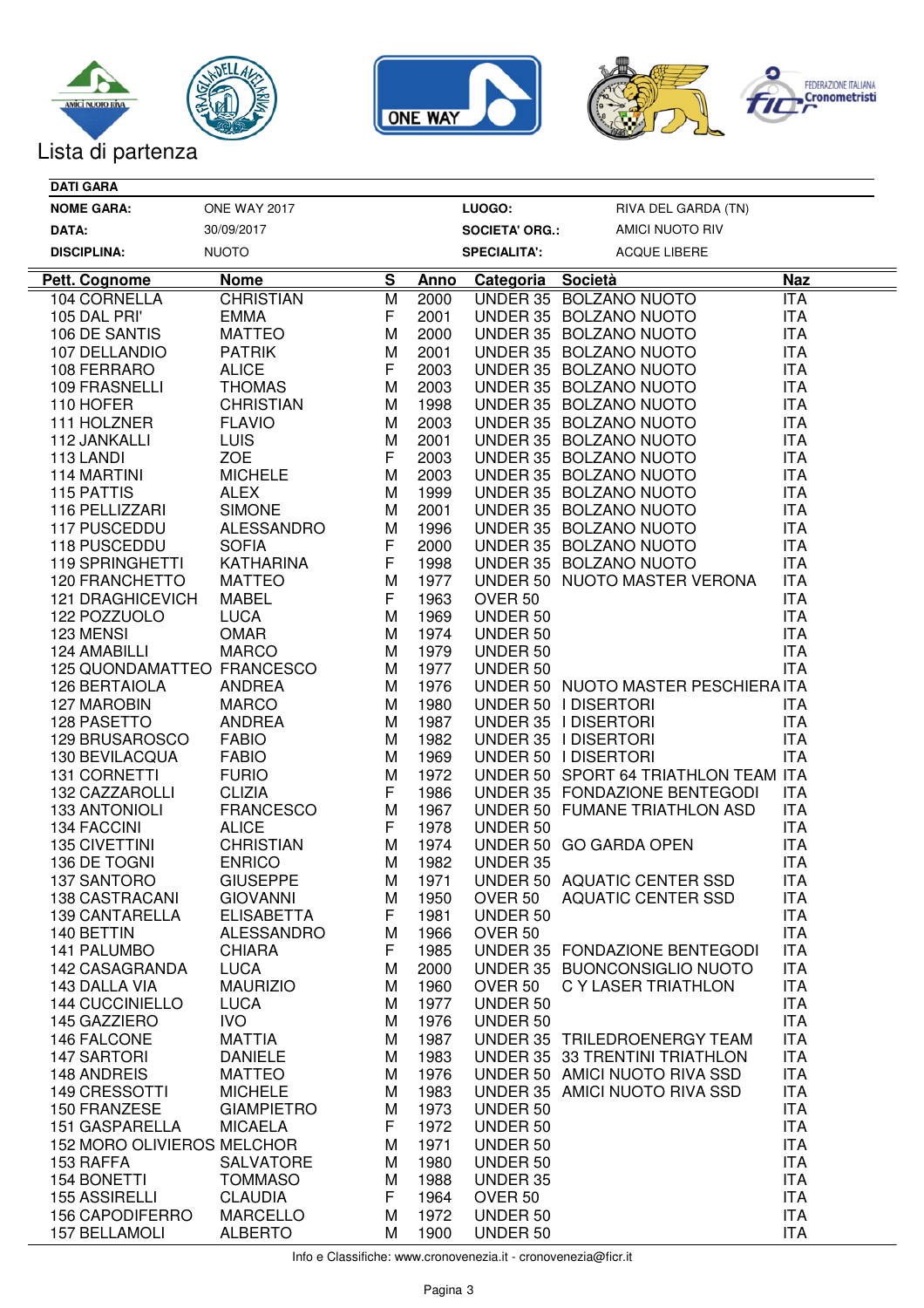Lista di partenza

**DATI GARA**

| | | | |
|---|---|---|---|
| **NOME GARA:** | ONE WAY 2017 | **LUOGO:** | RIVA DEL GARDA (TN) |
| **DATA:** | 30/09/2017 | **SOCIETA' ORG.:** | AMICI NUOTO RIV |
| **DISCIPLINA:** | NUOTO | **SPECIALITA':** | ACQUE LIBERE |

| Pett. Cognome | Nome | S | Anno | Categoria | Società | Naz |
|---|---|---|---|---|---|---|
| 104 CORNELLA | CHRISTIAN | M | 2000 | UNDER 35 | BOLZANO NUOTO | ITA |
| 105 DAL PRI' | EMMA | F | 2001 | UNDER 35 | BOLZANO NUOTO | ITA |
| 106 DE SANTIS | MATTEO | M | 2000 | UNDER 35 | BOLZANO NUOTO | ITA |
| 107 DELLANDIO | PATRIK | M | 2001 | UNDER 35 | BOLZANO NUOTO | ITA |
| 108 FERRARO | ALICE | F | 2003 | UNDER 35 | BOLZANO NUOTO | ITA |
| 109 FRASNELLI | THOMAS | M | 2003 | UNDER 35 | BOLZANO NUOTO | ITA |
| 110 HOFER | CHRISTIAN | M | 1998 | UNDER 35 | BOLZANO NUOTO | ITA |
| 111 HOLZNER | FLAVIO | M | 2003 | UNDER 35 | BOLZANO NUOTO | ITA |
| 112 JANKALLI | LUIS | M | 2001 | UNDER 35 | BOLZANO NUOTO | ITA |
| 113 LANDI | ZOE | F | 2003 | UNDER 35 | BOLZANO NUOTO | ITA |
| 114 MARTINI | MICHELE | M | 2003 | UNDER 35 | BOLZANO NUOTO | ITA |
| 115 PATTIS | ALEX | M | 1999 | UNDER 35 | BOLZANO NUOTO | ITA |
| 116 PELLIZZARI | SIMONE | M | 2001 | UNDER 35 | BOLZANO NUOTO | ITA |
| 117 PUSCEDDU | ALESSANDRO | M | 1996 | UNDER 35 | BOLZANO NUOTO | ITA |
| 118 PUSCEDDU | SOFIA | F | 2000 | UNDER 35 | BOLZANO NUOTO | ITA |
| 119 SPRINGHETTI | KATHARINA | F | 1998 | UNDER 35 | BOLZANO NUOTO | ITA |
| 120 FRANCHETTO | MATTEO | M | 1977 | UNDER 50 | NUOTO MASTER VERONA | ITA |
| 121 DRAGHICEVICH | MABEL | F | 1963 | OVER 50 | | ITA |
| 122 POZZUOLO | LUCA | M | 1969 | UNDER 50 | | ITA |
| 123 MENSI | OMAR | M | 1974 | UNDER 50 | | ITA |
| 124 AMABILLI | MARCO | M | 1979 | UNDER 50 | | ITA |
| 125 QUONDAMATTEO | FRANCESCO | M | 1977 | UNDER 50 | | ITA |
| 126 BERTAIOLA | ANDREA | M | 1976 | UNDER 50 | NUOTO MASTER PESCHIERA | ITA |
| 127 MAROBIN | MARCO | M | 1980 | UNDER 50 | I DISERTORI | ITA |
| 128 PASETTO | ANDREA | M | 1987 | UNDER 35 | I DISERTORI | ITA |
| 129 BRUSAROSCO | FABIO | M | 1982 | UNDER 35 | I DISERTORI | ITA |
| 130 BEVILACQUA | FABIO | M | 1969 | UNDER 50 | I DISERTORI | ITA |
| 131 CORNETTI | FURIO | M | 1972 | UNDER 50 | SPORT 64 TRIATHLON TEAM | ITA |
| 132 CAZZAROLLI | CLIZIA | F | 1986 | UNDER 35 | FONDAZIONE BENTEGODI | ITA |
| 133 ANTONIOLI | FRANCESCO | M | 1967 | UNDER 50 | FUMANE TRIATHLON ASD | ITA |
| 134 FACCINI | ALICE | F | 1978 | UNDER 50 | | ITA |
| 135 CIVETTINI | CHRISTIAN | M | 1974 | UNDER 50 | GO GARDA OPEN | ITA |
| 136 DE TOGNI | ENRICO | M | 1982 | UNDER 35 | | ITA |
| 137 SANTORO | GIUSEPPE | M | 1971 | UNDER 50 | AQUATIC CENTER SSD | ITA |
| 138 CASTRACANI | GIOVANNI | M | 1950 | OVER 50 | AQUATIC CENTER SSD | ITA |
| 139 CANTARELLA | ELISABETTA | F | 1981 | UNDER 50 | | ITA |
| 140 BETTIN | ALESSANDRO | M | 1966 | OVER 50 | | ITA |
| 141 PALUMBO | CHIARA | F | 1985 | UNDER 35 | FONDAZIONE BENTEGODI | ITA |
| 142 CASAGRANDA | LUCA | M | 2000 | UNDER 35 | BUONCONSIGLIO NUOTO | ITA |
| 143 DALLA VIA | MAURIZIO | M | 1960 | OVER 50 | C Y LASER TRIATHLON | ITA |
| 144 CUCCINIELLO | LUCA | M | 1977 | UNDER 50 | | ITA |
| 145 GAZZIERO | IVO | M | 1976 | UNDER 50 | | ITA |
| 146 FALCONE | MATTIA | M | 1987 | UNDER 35 | TRILEDROENERGY TEAM | ITA |
| 147 SARTORI | DANIELE | M | 1983 | UNDER 35 | 33 TRENTINI TRIATHLON | ITA |
| 148 ANDREIS | MATTEO | M | 1976 | UNDER 50 | AMICI NUOTO RIVA SSD | ITA |
| 149 CRESSOTTI | MICHELE | M | 1983 | UNDER 35 | AMICI NUOTO RIVA SSD | ITA |
| 150 FRANZESE | GIAMPIETRO | M | 1973 | UNDER 50 | | ITA |
| 151 GASPARELLA | MICAELA | F | 1972 | UNDER 50 | | ITA |
| 152 MORO OLIVIEROS | MELCHOR | M | 1971 | UNDER 50 | | ITA |
| 153 RAFFA | SALVATORE | M | 1980 | UNDER 50 | | ITA |
| 154 BONETTI | TOMMASO | M | 1988 | UNDER 35 | | ITA |
| 155 ASSIRELLI | CLAUDIA | F | 1964 | OVER 50 | | ITA |
| 156 CAPODIFERRO | MARCELLO | M | 1972 | UNDER 50 | | ITA |
| 157 BELLAMOLI | ALBERTO | M | 1900 | UNDER 50 | | ITA |

Info e Classifiche: www.cronovenezia.it - cronovenezia@ficr.it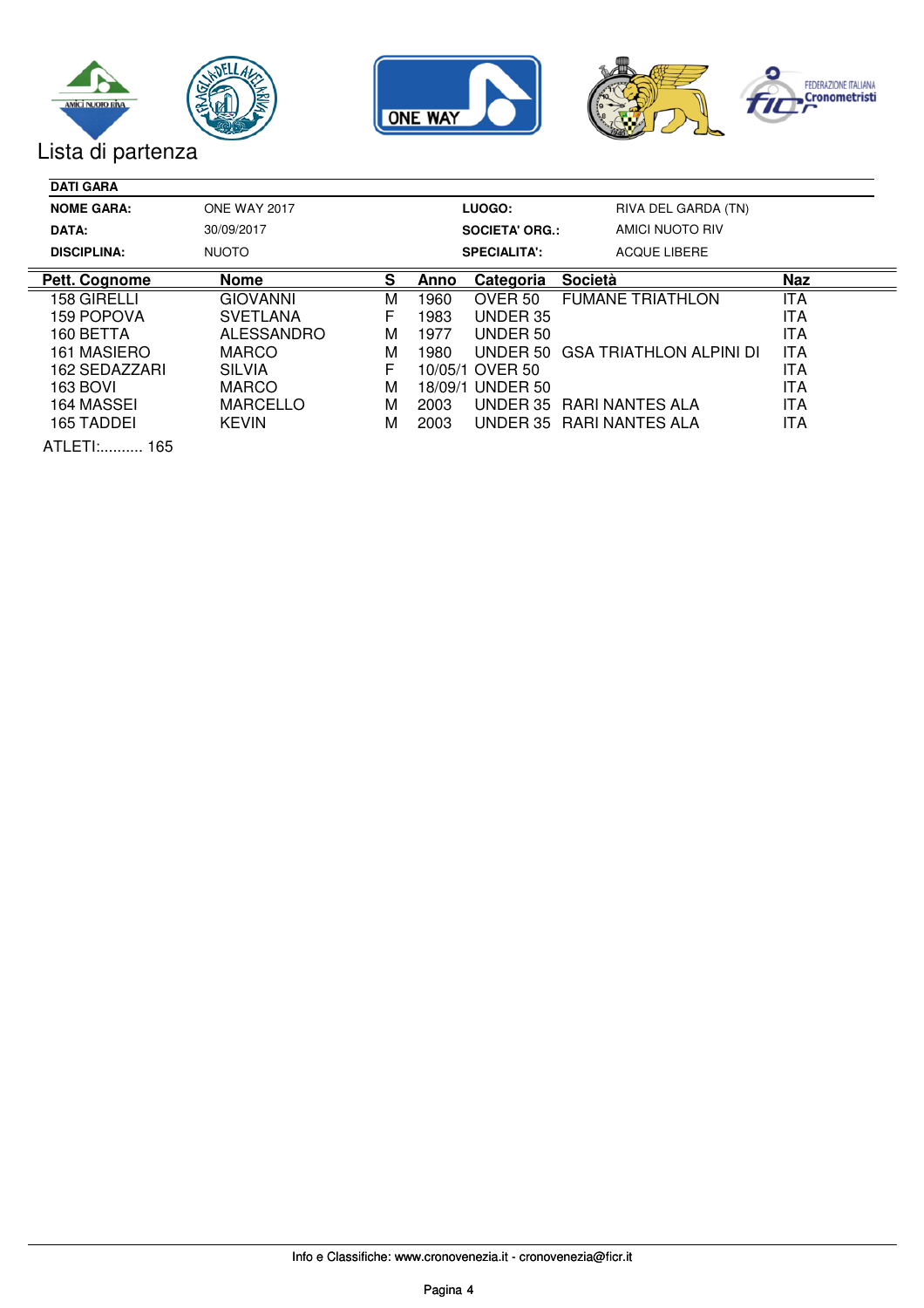Lista di partenza

| DATI GARA | | | |
|---|---|---|---|
| **NOME GARA:** | ONE WAY 2017 | **LUOGO:** | RIVA DEL GARDA (TN) |
| **DATA:** | 30/09/2017 | **SOCIETA' ORG.:** | AMICI NUOTO RIV |
| **DISCIPLINA:** | NUOTO | **SPECIALITA':** | ACQUE LIBERE |

| Pett. Cognome | Nome | S | Anno | Categoria | Società | Naz |
|---|---|---|---|---|---|---|
| 158 GIRELLI | GIOVANNI | M | 1960 | OVER 50 | FUMANE TRIATHLON | ITA |
| 159 POPOVA | SVETLANA | F | 1983 | UNDER 35 | | ITA |
| 160 BETTA | ALESSANDRO | M | 1977 | UNDER 50 | | ITA |
| 161 MASIERO | MARCO | M | 1980 | UNDER 50 | GSA TRIATHLON ALPINI DI | ITA |
| 162 SEDAZZARI | SILVIA | F | 10/05/1 | OVER 50 | | ITA |
| 163 BOVI | MARCO | M | 18/09/1 | UNDER 50 | | ITA |
| 164 MASSEI | MARCELLO | M | 2003 | UNDER 35 | RARI NANTES ALA | ITA |
| 165 TADDEI | KEVIN | M | 2003 | UNDER 35 | RARI NANTES ALA | ITA |

ATLETI:.......... 165

Info e Classifiche: www.cronovenezia.it - cronovenezia@ficr.it